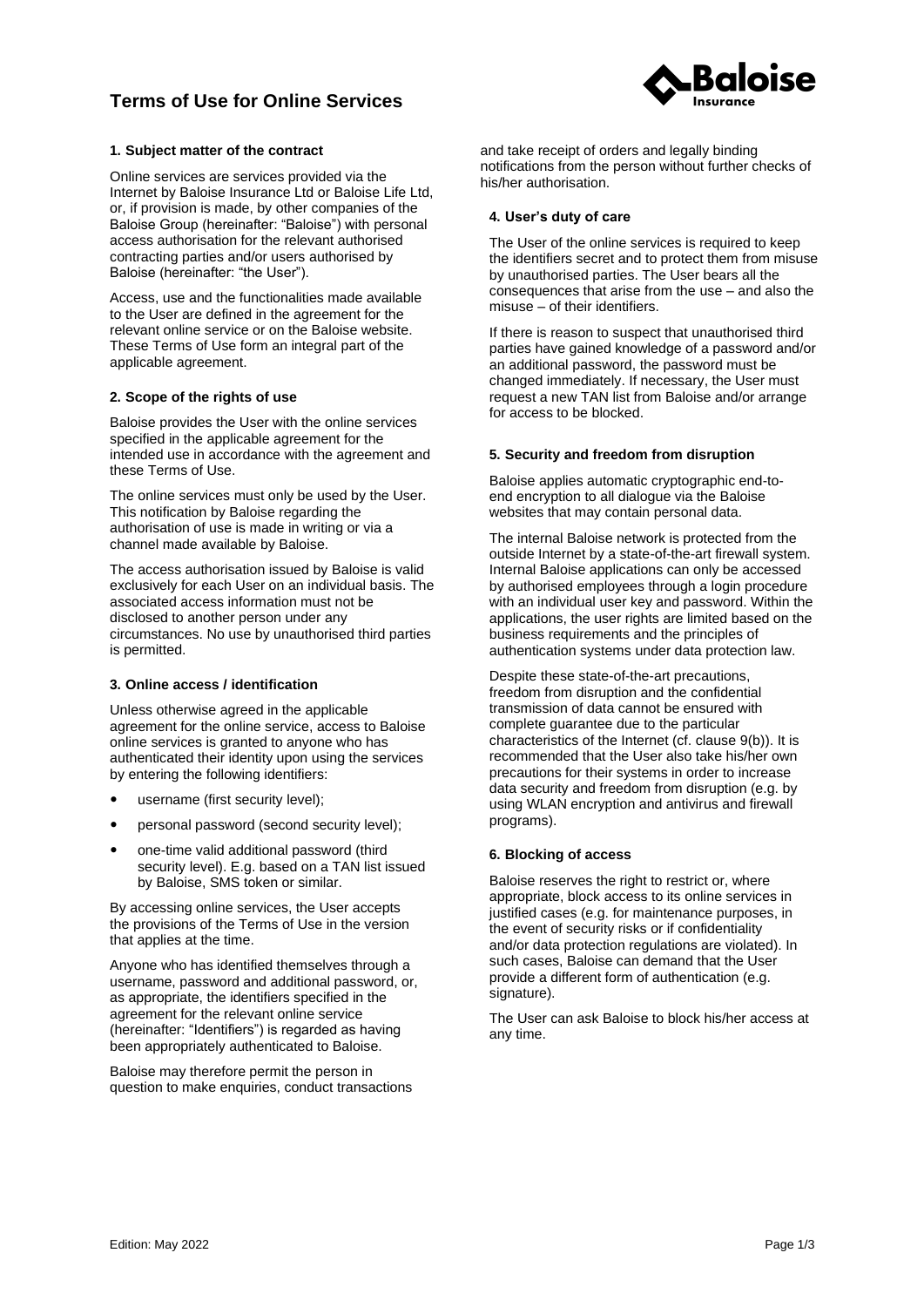# Terms of Use for Online Services

### 1. Subject matter of the contract

Online services are services provided via the Internet by Baloise Insurance Ltd or Baloise Life Ltd, or, if provision is made, by other companies of the Baloise Group (hereinafter: "Baloise") with personal access authorisation for the relevant authorised contracting parties and/or users authorised by Baloise (hereinafter: "the User").

Access, use and the functionalities made available to the User are defined in the agreement for the relevant online service or on the Baloise website. These Terms of Use form an integral part of the applicable agreement.

### 2. Scope of the rights of use

Baloise provides the User with the online services specified in the applicable agreement for the intended use in accordance with the agreement and these Terms of Use.

The online services must only be used by the User. This notification by Baloise regarding the authorisation of use is made in writing or via a channel made available by Baloise.

The access authorisation issued by Baloise is valid exclusively for each User on an individual basis. The associated access information must not be disclosed to another person under any circumstances. No use by unauthorised third parties is permitted.

### 3. Online access / identification

Unless otherwise agreed in the applicable agreement for the online service, access to Baloise online services is granted to anyone who has authenticated their identity upon using the services by entering the following identifiers:

- username (first security level);
- personal password (second security level);
- one-time valid additional password (third security level). E.g. based on a TAN list issued by Baloise, SMS token or similar.

By accessing online services, the User accepts the provisions of the Terms of Use in the version that applies at the time.

Anyone who has identified themselves through a username, password and additional password, or, as appropriate, the identifiers specified in the agreement for the relevant online service (hereinafter: "Identifiers") is regarded as having been appropriately authenticated to Baloise.

Baloise may therefore permit the person in question to make enquiries, conduct transactions and take receipt of orders and legally binding notifications from the person without further checks of his/her authorisation.

### 4. User's duty of care

The User of the online services is required to keep the identifiers secret and to protect them from misuse by unauthorised parties. The User bears all the consequences that arise from the use – and also the misuse – of their identifiers.

If there is reason to suspect that unauthorised third parties have gained knowledge of a password and/or an additional password, the password must be changed immediately. If necessary, the User must request a new TAN list from Baloise and/or arrange for access to be blocked.

### 5. Security and freedom from disruption

Baloise applies automatic cryptographic end-to-end encryption to all dialogue via the Baloise websites that may contain personal data.

The internal Baloise network is protected from the outside Internet by a state-of-the-art firewall system. Internal Baloise applications can only be accessed by authorised employees through a login procedure with an individual user key and password. Within the applications, the user rights are limited based on the business requirements and the principles of authentication systems under data protection law.

Despite these state-of-the-art precautions, freedom from disruption and the confidential transmission of data cannot be ensured with complete guarantee due to the particular characteristics of the Internet (cf. clause 9(b)). It is recommended that the User also take his/her own precautions for their systems in order to increase data security and freedom from disruption (e.g. by using WLAN encryption and antivirus and firewall programs).

### 6. Blocking of access

Baloise reserves the right to restrict or, where appropriate, block access to its online services in justified cases (e.g. for maintenance purposes, in the event of security risks or if confidentiality and/or data protection regulations are violated). In such cases, Baloise can demand that the User provide a different form of authentication (e.g. signature).

The User can ask Baloise to block his/her access at any time.

Edition: May 2022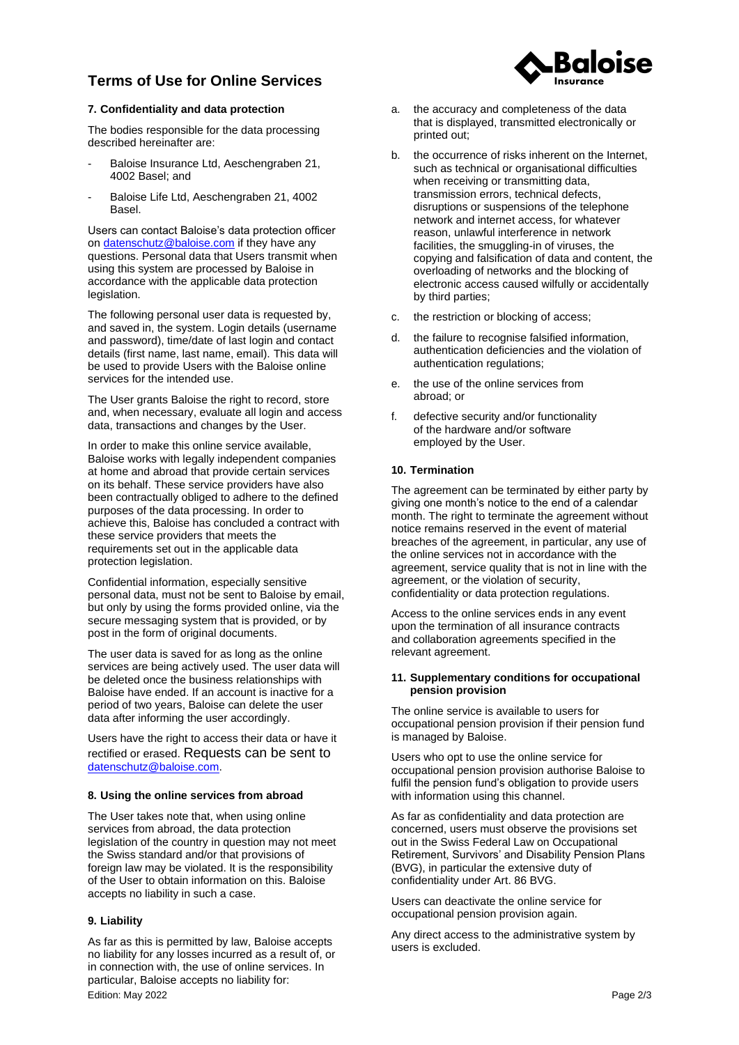# Terms of Use for Online Services

### 7. Confidentiality and data protection

The bodies responsible for the data processing described hereinafter are:

- Baloise Insurance Ltd, Aeschengraben 21, 4002 Basel; and
- Baloise Life Ltd, Aeschengraben 21, 4002 Basel.

Users can contact Baloise's data protection officer on datenschutz@baloise.com if they have any questions. Personal data that Users transmit when using this system are processed by Baloise in accordance with the applicable data protection legislation.

The following personal user data is requested by, and saved in, the system. Login details (username and password), time/date of last login and contact details (first name, last name, email). This data will be used to provide Users with the Baloise online services for the intended use.

The User grants Baloise the right to record, store and, when necessary, evaluate all login and access data, transactions and changes by the User.

In order to make this online service available, Baloise works with legally independent companies at home and abroad that provide certain services on its behalf. These service providers have also been contractually obliged to adhere to the defined purposes of the data processing. In order to achieve this, Baloise has concluded a contract with these service providers that meets the requirements set out in the applicable data protection legislation.

Confidential information, especially sensitive personal data, must not be sent to Baloise by email, but only by using the forms provided online, via the secure messaging system that is provided, or by post in the form of original documents.

The user data is saved for as long as the online services are being actively used. The user data will be deleted once the business relationships with Baloise have ended. If an account is inactive for a period of two years, Baloise can delete the user data after informing the user accordingly.

Users have the right to access their data or have it rectified or erased. Requests can be sent to datenschutz@baloise.com.

### 8. Using the online services from abroad

The User takes note that, when using online services from abroad, the data protection legislation of the country in question may not meet the Swiss standard and/or that provisions of foreign law may be violated. It is the responsibility of the User to obtain information on this. Baloise accepts no liability in such a case.

### 9. Liability

As far as this is permitted by law, Baloise accepts no liability for any losses incurred as a result of, or in connection with, the use of online services. In particular, Baloise accepts no liability for:

a. the accuracy and completeness of the data that is displayed, transmitted electronically or printed out;

b. the occurrence of risks inherent on the Internet, such as technical or organisational difficulties when receiving or transmitting data, transmission errors, technical defects, disruptions or suspensions of the telephone network and internet access, for whatever reason, unlawful interference in network facilities, the smuggling-in of viruses, the copying and falsification of data and content, the overloading of networks and the blocking of electronic access caused wilfully or accidentally by third parties;

c. the restriction or blocking of access;

d. the failure to recognise falsified information, authentication deficiencies and the violation of authentication regulations;

e. the use of the online services from abroad; or

f. defective security and/or functionality of the hardware and/or software employed by the User.

### 10. Termination

The agreement can be terminated by either party by giving one month's notice to the end of a calendar month. The right to terminate the agreement without notice remains reserved in the event of material breaches of the agreement, in particular, any use of the online services not in accordance with the agreement, service quality that is not in line with the agreement, or the violation of security, confidentiality or data protection regulations.

Access to the online services ends in any event upon the termination of all insurance contracts and collaboration agreements specified in the relevant agreement.

### 11. Supplementary conditions for occupational pension provision

The online service is available to users for occupational pension provision if their pension fund is managed by Baloise.

Users who opt to use the online service for occupational pension provision authorise Baloise to fulfil the pension fund's obligation to provide users with information using this channel.

As far as confidentiality and data protection are concerned, users must observe the provisions set out in the Swiss Federal Law on Occupational Retirement, Survivors' and Disability Pension Plans (BVG), in particular the extensive duty of confidentiality under Art. 86 BVG.

Users can deactivate the online service for occupational pension provision again.

Any direct access to the administrative system by users is excluded.

Edition: May 2022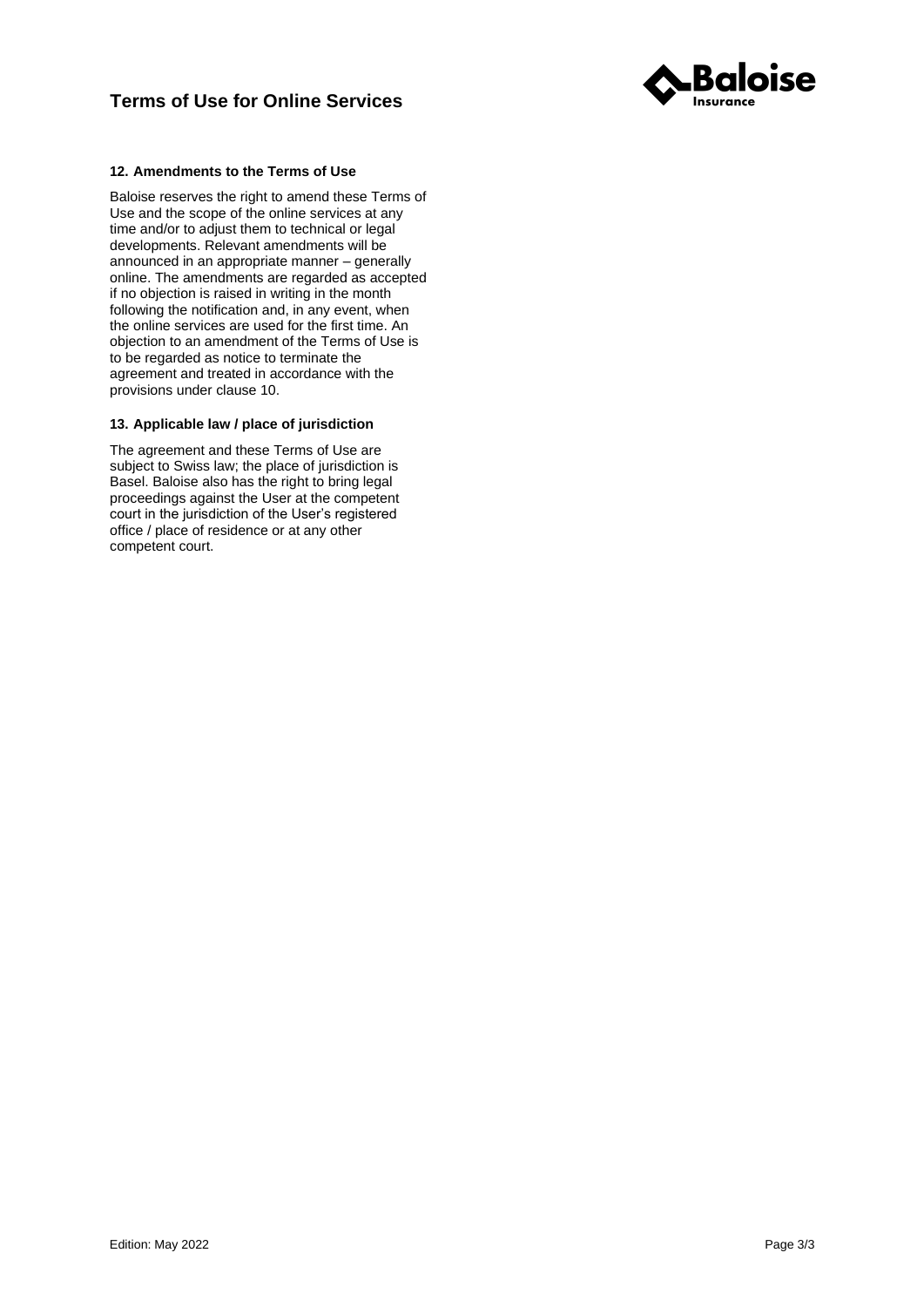### 12. Amendments to the Terms of Use

Baloise reserves the right to amend these Terms of Use and the scope of the online services at any time and/or to adjust them to technical or legal developments. Relevant amendments will be announced in an appropriate manner – generally online. The amendments are regarded as accepted if no objection is raised in writing in the month following the notification and, in any event, when the online services are used for the first time. An objection to an amendment of the Terms of Use is to be regarded as notice to terminate the agreement and treated in accordance with the provisions under clause 10.

### 13. Applicable law / place of jurisdiction

The agreement and these Terms of Use are subject to Swiss law; the place of jurisdiction is Basel. Baloise also has the right to bring legal proceedings against the User at the competent court in the jurisdiction of the User's registered office / place of residence or at any other competent court.